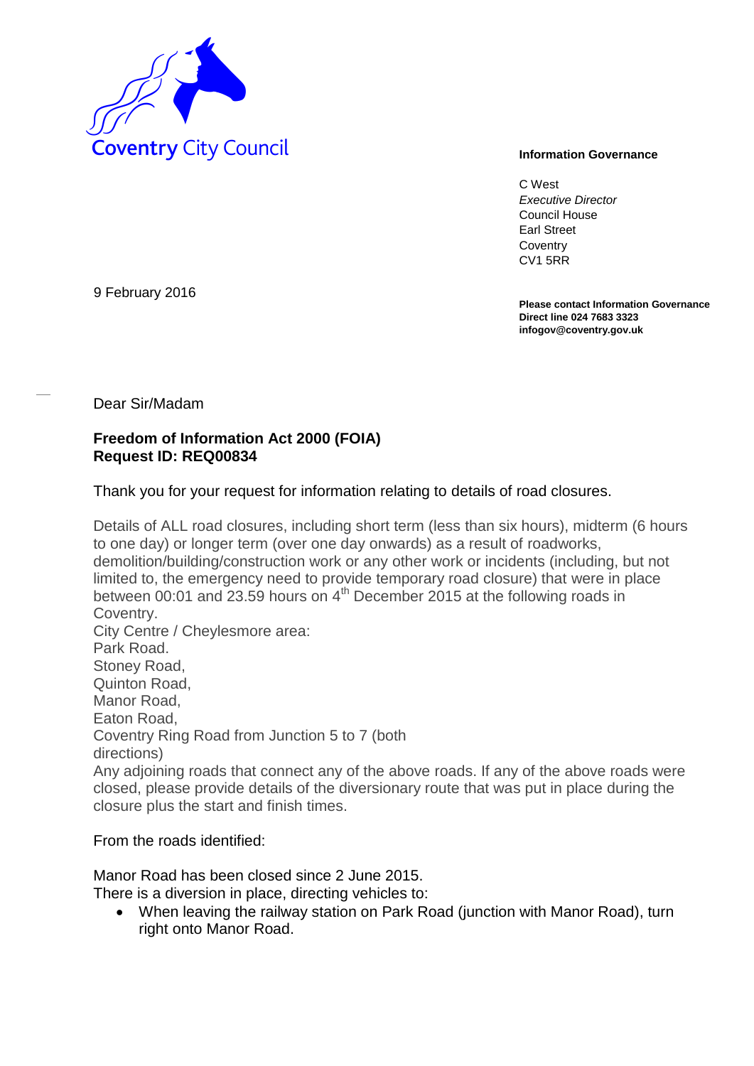Coventry City Council

**Information Governance**

C West
*Executive Director*
Council House
Earl Street
Coventry
CV1 5RR

9 February 2016

**Please contact Information Governance**
**Direct line 024 7683 3323**
**infogov@coventry.gov.uk**

Dear Sir/Madam

**Freedom of Information Act 2000 (FOIA)**
**Request ID: REQ00834**

Thank you for your request for information relating to details of road closures.

Details of ALL road closures, including short term (less than six hours), midterm (6 hours to one day) or longer term (over one day onwards) as a result of roadworks, demolition/building/construction work or any other work or incidents (including, but not limited to, the emergency need to provide temporary road closure) that were in place between 00:01 and 23.59 hours on 4th December 2015 at the following roads in Coventry.
City Centre / Cheylesmore area:
Park Road.
Stoney Road,
Quinton Road,
Manor Road,
Eaton Road,
Coventry Ring Road from Junction 5 to 7 (both directions)
Any adjoining roads that connect any of the above roads. If any of the above roads were closed, please provide details of the diversionary route that was put in place during the closure plus the start and finish times.

From the roads identified:

Manor Road has been closed since 2 June 2015.
There is a diversion in place, directing vehicles to:

- When leaving the railway station on Park Road (junction with Manor Road), turn right onto Manor Road.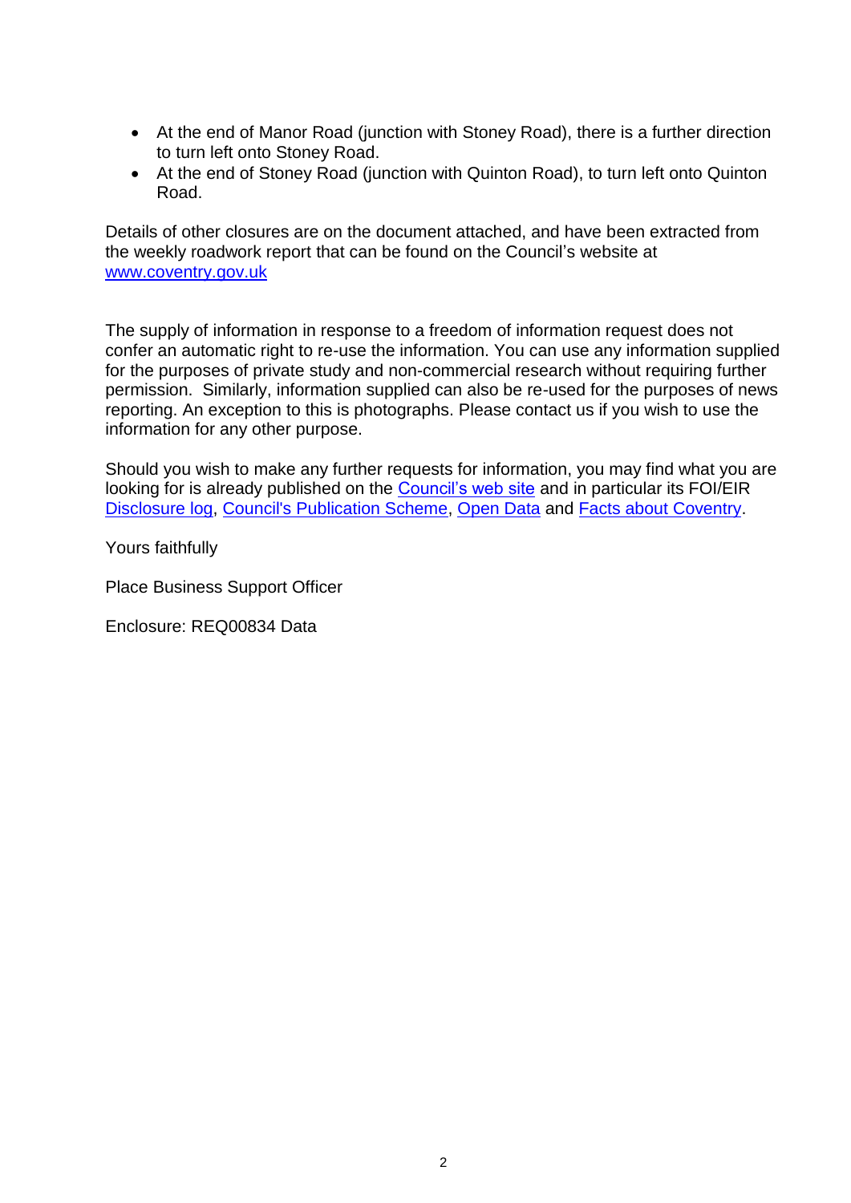- At the end of Manor Road (junction with Stoney Road), there is a further direction to turn left onto Stoney Road.
- At the end of Stoney Road (junction with Quinton Road), to turn left onto Quinton Road.

Details of other closures are on the document attached, and have been extracted from the weekly roadwork report that can be found on the Council's website at [www.coventry.gov.uk](www.coventry.gov.uk)

The supply of information in response to a freedom of information request does not confer an automatic right to re-use the information. You can use any information supplied for the purposes of private study and non-commercial research without requiring further permission. Similarly, information supplied can also be re-used for the purposes of news reporting. An exception to this is photographs. Please contact us if you wish to use the information for any other purpose.

Should you wish to make any further requests for information, you may find what you are looking for is already published on the Council's web site and in particular its FOI/EIR Disclosure log, Council's Publication Scheme, Open Data and Facts about Coventry.

Yours faithfully

Place Business Support Officer

Enclosure: REQ00834 Data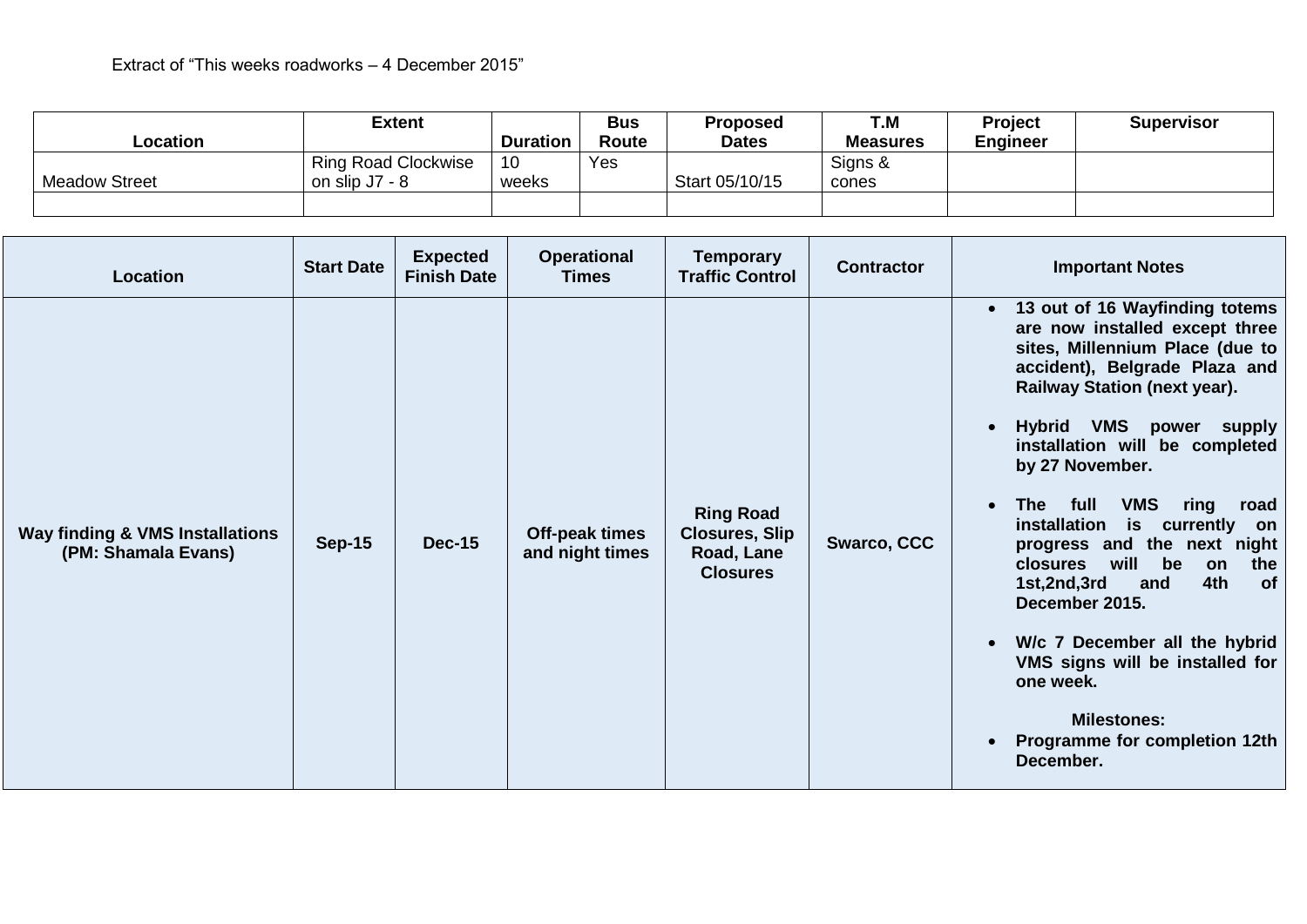Extract of “This weeks roadworks – 4 December 2015”

| Location | Extent | Duration | Bus Route | Proposed Dates | T.M Measures | Project Engineer | Supervisor |
|---|---|---|---|---|---|---|---|
| Meadow Street | Ring Road Clockwise on slip J7 - 8 | 10 weeks | Yes | Start 05/10/15 | Signs & cones | | |
| | | | | | | | |

| Location | Start Date | Expected Finish Date | Operational Times | Temporary Traffic Control | Contractor | Important Notes |
|---|---|---|---|---|---|---|
| **Way finding & VMS Installations (PM: Shamala Evans)** | **Sep-15** | **Dec-15** | **Off-peak times and night times** | **Ring Road Closures, Slip Road, Lane Closures** | **Swarco, CCC** | • **13 out of 16 Wayfinding totems are now installed except three sites, Millennium Place (due to accident), Belgrade Plaza and Railway Station (next year).** <br> • **Hybrid VMS power supply installation will be completed by 27 November.** <br> • **The full VMS ring road installation is currently on progress and the next night closures will be on the 1st,2nd,3rd and 4th of December 2015.** <br> • **W/c 7 December all the hybrid VMS signs will be installed for one week.** <br> **Milestones:** <br> • **Programme for completion 12th December.** |